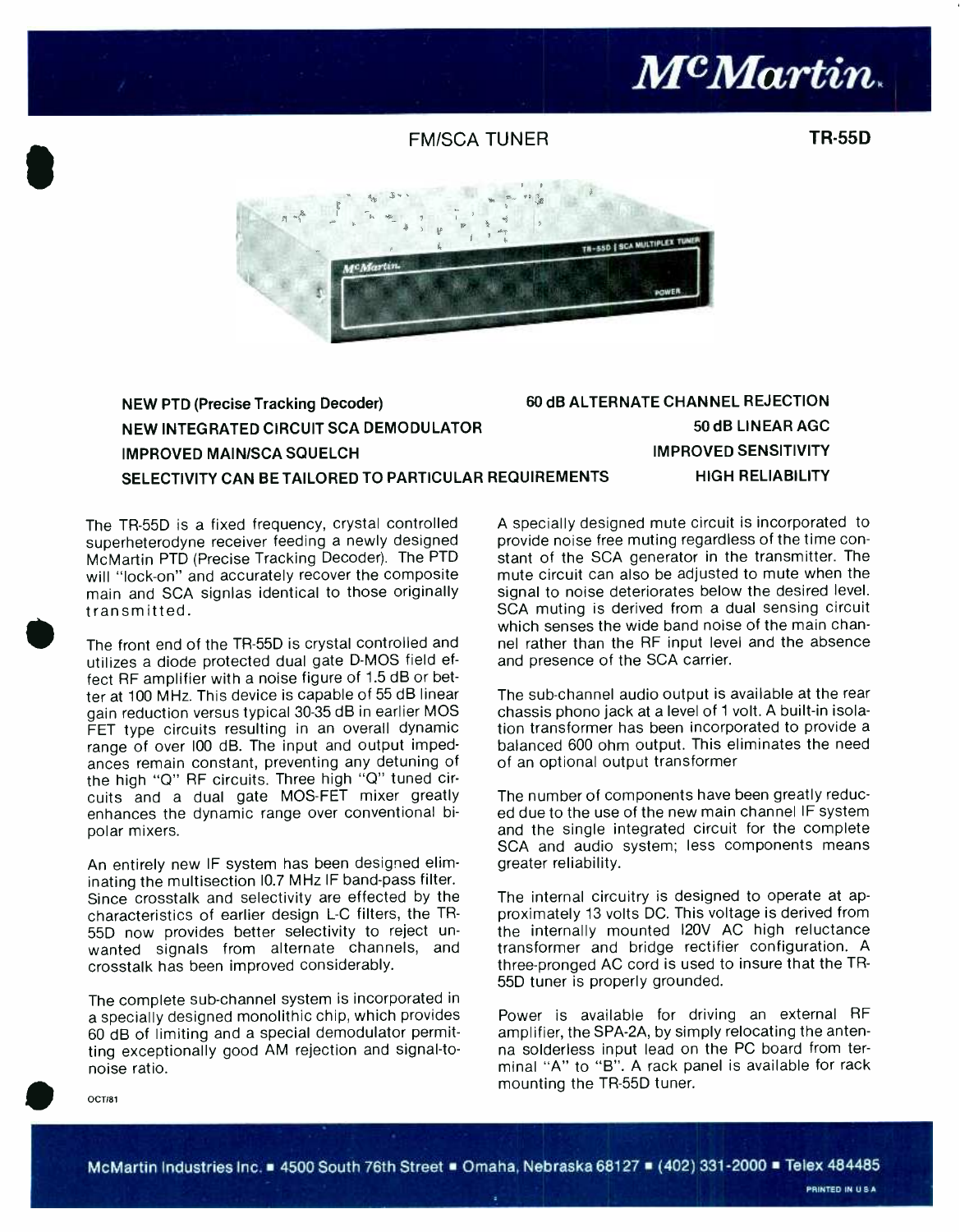# McMartin

## FM/SCA TUNER

**TR-55D**

**NEW PTD (Precise Tracking Decoder)**
**NEW INTEGRATED CIRCUIT SCA DEMODULATOR**
**IMPROVED MAIN/SCA SQUELCH**
**SELECTIVITY CAN BE TAILORED TO PARTICULAR REQUIREMENTS**
**60 dB ALTERNATE CHANNEL REJECTION**
**50 dB LINEAR AGC**
**IMPROVED SENSITIVITY**
**HIGH RELIABILITY**

The TR-55D is a fixed frequency, crystal controlled superheterodyne receiver feeding a newly designed McMartin PTD (Precise Tracking Decoder). The PTD will "lock-on" and accurately recover the composite main and SCA signlas identical to those originally transmitted.

The front end of the TR-55D is crystal controlled and utilizes a diode protected dual gate D-MOS field effect RF amplifier with a noise figure of 1.5 dB or better at 100 MHz. This device is capable of 55 dB linear gain reduction versus typical 30-35 dB in earlier MOS FET type circuits resulting in an overall dynamic range of over 100 dB. The input and output impedances remain constant, preventing any detuning of the high "Q" RF circuits. Three high "Q" tuned circuits and a dual gate MOS-FET mixer greatly enhances the dynamic range over conventional bipolar mixers.

An entirely new IF system has been designed eliminating the multisection 10.7 MHz IF band-pass filter. Since crosstalk and selectivity are effected by the characteristics of earlier design L-C filters, the TR-55D now provides better selectivity to reject unwanted signals from alternate channels, and crosstalk has been improved considerably.

The complete sub-channel system is incorporated in a specially designed monolithic chip, which provides 60 dB of limiting and a special demodulator permitting exceptionally good AM rejection and signal-to-noise ratio.

A specially designed mute circuit is incorporated to provide noise free muting regardless of the time constant of the SCA generator in the transmitter. The mute circuit can also be adjusted to mute when the signal to noise deteriorates below the desired level. SCA muting is derived from a dual sensing circuit which senses the wide band noise of the main channel rather than the RF input level and the absence and presence of the SCA carrier.

The sub-channel audio output is available at the rear chassis phono jack at a level of 1 volt. A built-in isolation transformer has been incorporated to provide a balanced 600 ohm output. This eliminates the need of an optional output transformer

The number of components have been greatly reduced due to the use of the new main channel IF system and the single integrated circuit for the complete SCA and audio system; less components means greater reliability.

The internal circuitry is designed to operate at approximately 13 volts DC. This voltage is derived from the internally mounted 120V AC high reluctance transformer and bridge rectifier configuration. A three-pronged AC cord is used to insure that the TR-55D tuner is properly grounded.

Power is available for driving an external RF amplifier, the SPA-2A, by simply relocating the antenna solderless input lead on the PC board from terminal "A" to "B". A rack panel is available for rack mounting the TR-55D tuner.

OCT/81

McMartin Industries Inc. ■ 4500 South 76th Street ■ Omaha, Nebraska 68127 ■ (402) 331-2000 ■ Telex 484485

PRINTED IN U.S.A.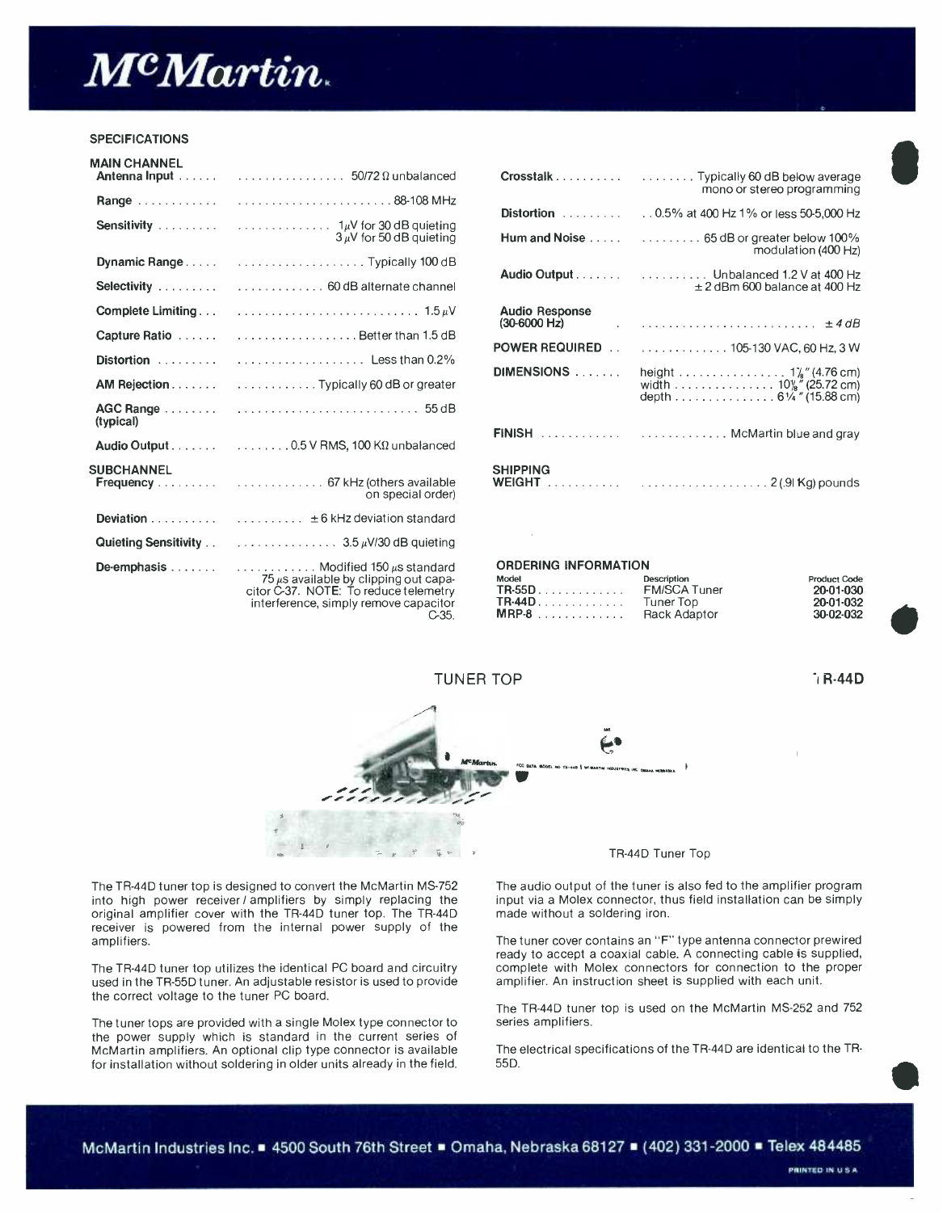# McMartin

## SPECIFICATIONS

### MAIN CHANNEL

| | |
|---|---|
| **Antenna Input** | 50/72 Ω unbalanced |
| **Range** | 88-108 MHz |
| **Sensitivity** | 1 μV for 30 dB quieting<br>3 μV for 50 dB quieting |
| **Dynamic Range** | Typically 100 dB |
| **Selectivity** | 60 dB alternate channel |
| **Complete Limiting** | 1.5 μV |
| **Capture Ratio** | Better than 1.5 dB |
| **Distortion** | Less than 0.2% |
| **AM Rejection** | Typically 60 dB or greater |
| **AGC Range (typical)** | 55 dB |
| **Audio Output** | 0.5 V RMS, 100 KΩ unbalanced |

### SUBCHANNEL

| | |
|---|---|
| **Frequency** | 67 kHz (others available on special order) |
| **Deviation** | ± 6 kHz deviation standard |
| **Quieting Sensitivity** | 3.5 μV/30 dB quieting |
| **De-emphasis** | Modified 150 μs standard 75 μs available by clipping out capacitor C-37. NOTE: To reduce telemetry interference, simply remove capacitor C-35. |

| | |
|---|---|
| **Crosstalk** | Typically 60 dB below average mono or stereo programming |
| **Distortion** | 0.5% at 400 Hz 1% or less 50-5,000 Hz |
| **Hum and Noise** | 65 dB or greater below 100% modulation (400 Hz) |
| **Audio Output** | Unbalanced 1.2 V at 400 Hz<br>± 2 dBm 600 balance at 400 Hz |
| **Audio Response (30-6000 Hz)** | *± 4 dB* |
| **POWER REQUIRED** | 105-130 VAC, 60 Hz, 3 W |
| **DIMENSIONS** | height 1⅞" (4.76 cm)<br>width 10⅛" (25.72 cm)<br>depth 6¼" (15.88 cm) |
| **FINISH** | McMartin blue and gray |
| **SHIPPING WEIGHT** | 2 (.91 Kg) pounds |

### ORDERING INFORMATION

| Model | Description | Product Code |
|---|---|---|
| **TR-55D** | FM/SCA Tuner | **20-01-030** |
| **TR-44D** | Tuner Top | **20-01-032** |
| **MRP-8** | Rack Adaptor | **30-02-032** |

## TUNER TOP — TR-44D

TR-44D Tuner Top

The TR-44D tuner top is designed to convert the McMartin MS-752 into high power receiver / amplifiers by simply replacing the original amplifier cover with the TR-44D tuner top. The TR-44D receiver is powered from the internal power supply of the amplifiers.

The TR-44D tuner top utilizes the identical PC board and circuitry used in the TR-55D tuner. An adjustable resistor is used to provide the correct voltage to the tuner PC board.

The tuner tops are provided with a single Molex type connector to the power supply which is standard in the current series of McMartin amplifiers. An optional clip type connector is available for installation without soldering in older units already in the field.

The audio output of the tuner is also fed to the amplifier program input via a Molex connector, thus field installation can be simply made without a soldering iron.

The tuner cover contains an "F" type antenna connector prewired ready to accept a coaxial cable. A connecting cable is supplied, complete with Molex connectors for connection to the proper amplifier. An instruction sheet is supplied with each unit.

The TR-44D tuner top is used on the McMartin MS-252 and 752 series amplifiers.

The electrical specifications of the TR-44D are identical to the TR-55D.

McMartin Industries Inc. ■ 4500 South 76th Street ■ Omaha, Nebraska 68127 ■ (402) 331-2000 ■ Telex 484485

PRINTED IN U.S.A.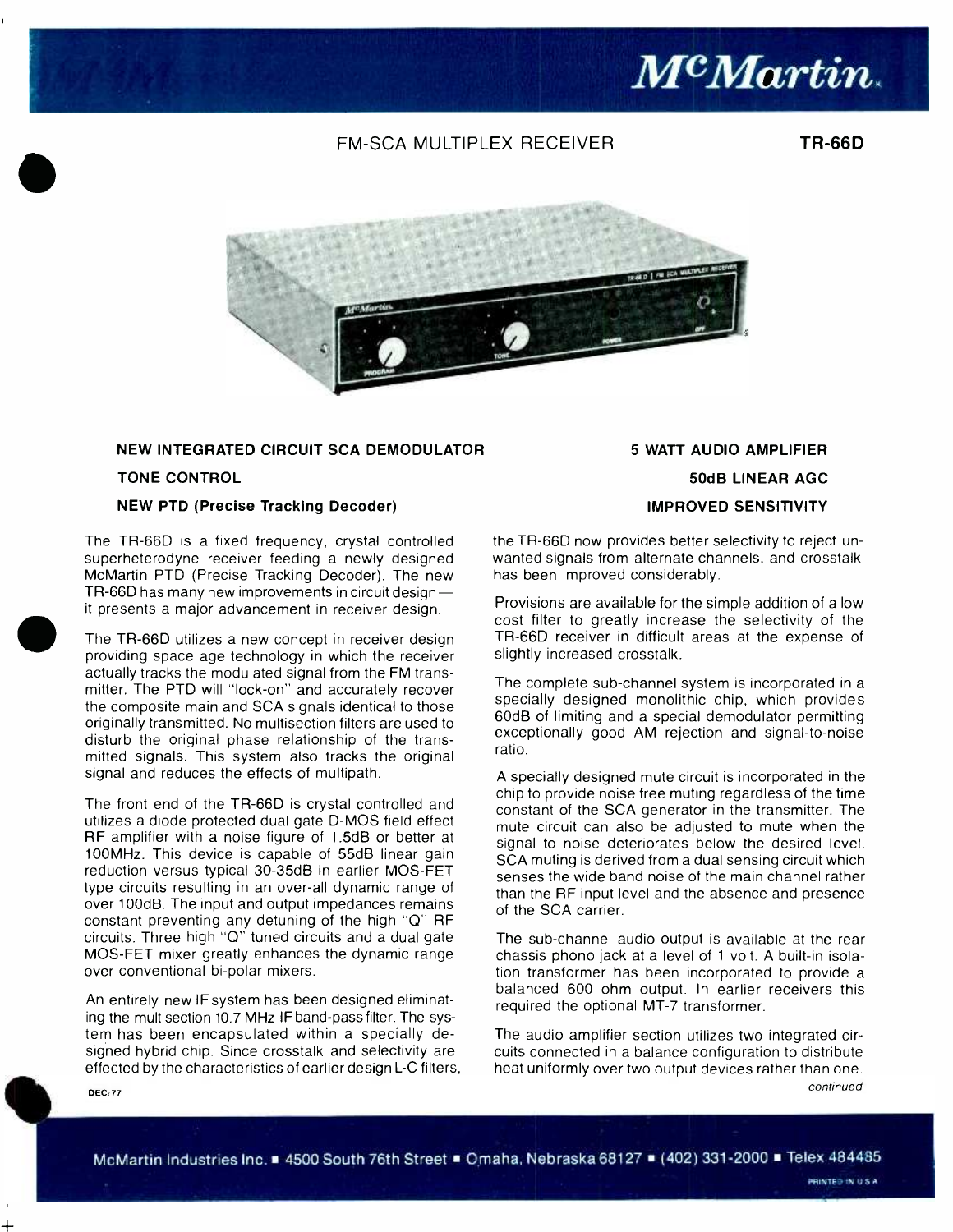# McMartin

## FM-SCA MULTIPLEX RECEIVER — TR-66D

**NEW INTEGRATED CIRCUIT SCA DEMODULATOR**

**TONE CONTROL**

**NEW PTD (Precise Tracking Decoder)**

**5 WATT AUDIO AMPLIFIER**

**50dB LINEAR AGC**

**IMPROVED SENSITIVITY**

The TR-66D is a fixed frequency, crystal controlled superheterodyne receiver feeding a newly designed McMartin PTD (Precise Tracking Decoder). The new TR-66D has many new improvements in circuit design— it presents a major advancement in receiver design.

The TR-66D utilizes a new concept in receiver design providing space age technology in which the receiver actually tracks the modulated signal from the FM transmitter. The PTD will "lock-on" and accurately recover the composite main and SCA signals identical to those originally transmitted. No multisection filters are used to disturb the original phase relationship of the transmitted signals. This system also tracks the original signal and reduces the effects of multipath.

The front end of the TR-66D is crystal controlled and utilizes a diode protected dual gate D-MOS field effect RF amplifier with a noise figure of 1.5dB or better at 100MHz. This device is capable of 55dB linear gain reduction versus typical 30-35dB in earlier MOS-FET type circuits resulting in an over-all dynamic range of over 100dB. The input and output impedances remains constant preventing any detuning of the high "Q" RF circuits. Three high "Q" tuned circuits and a dual gate MOS-FET mixer greatly enhances the dynamic range over conventional bi-polar mixers.

An entirely new IF system has been designed eliminating the multisection 10.7 MHz IF band-pass filter. The system has been encapsulated within a specially designed hybrid chip. Since crosstalk and selectivity are effected by the characteristics of earlier design L-C filters, the TR-66D now provides better selectivity to reject unwanted signals from alternate channels, and crosstalk has been improved considerably.

Provisions are available for the simple addition of a low cost filter to greatly increase the selectivity of the TR-66D receiver in difficult areas at the expense of slightly increased crosstalk.

The complete sub-channel system is incorporated in a specially designed monolithic chip, which provides 60dB of limiting and a special demodulator permitting exceptionally good AM rejection and signal-to-noise ratio.

A specially designed mute circuit is incorporated in the chip to provide noise free muting regardless of the time constant of the SCA generator in the transmitter. The mute circuit can also be adjusted to mute when the signal to noise deteriorates below the desired level. SCA muting is derived from a dual sensing circuit which senses the wide band noise of the main channel rather than the RF input level and the absence and presence of the SCA carrier.

The sub-channel audio output is available at the rear chassis phono jack at a level of 1 volt. A built-in isolation transformer has been incorporated to provide a balanced 600 ohm output. In earlier receivers this required the optional MT-7 transformer.

The audio amplifier section utilizes two integrated circuits connected in a balance configuration to distribute heat uniformly over two output devices rather than one.

*continued*

DEC/77

McMartin Industries Inc. ■ 4500 South 76th Street ■ Omaha, Nebraska 68127 ■ (402) 331-2000 ■ Telex 484485

PRINTED IN U.S.A.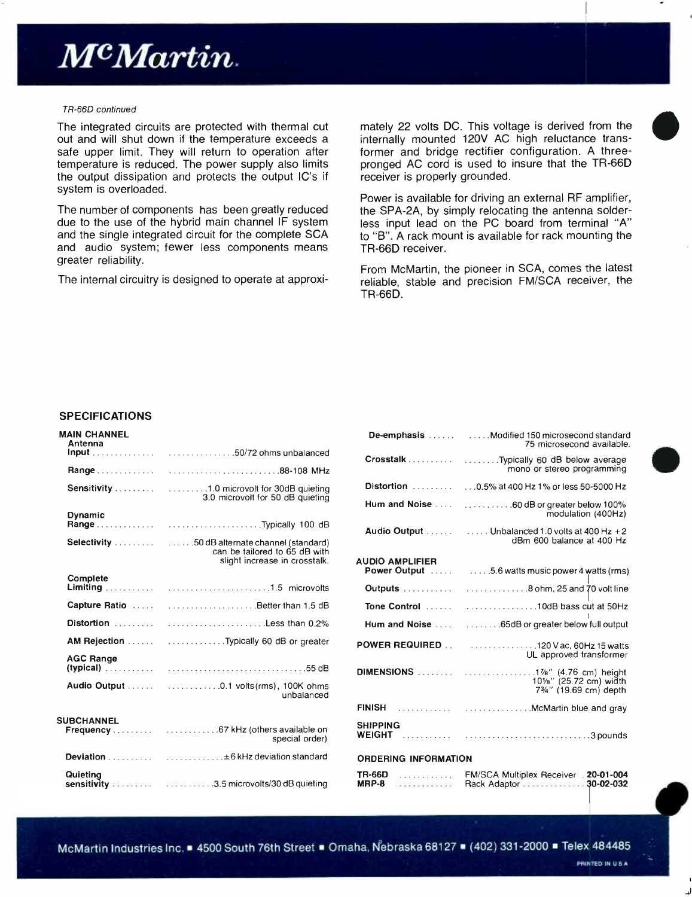*TR-66D continued*

The integrated circuits are protected with thermal cut out and will shut down if the temperature exceeds a safe upper limit. They will return to operation after temperature is reduced. The power supply also limits the output dissipation and protects the output IC's if system is overloaded.

The number of components has been greatly reduced due to the use of the hybrid main channel IF system and the single integrated circuit for the complete SCA and audio system; fewer less components means greater reliability.

The internal circuitry is designed to operate at approximately 22 volts DC. This voltage is derived from the internally mounted 120V AC high reluctance transformer and bridge rectifier configuration. A three-pronged AC cord is used to insure that the TR-66D receiver is properly grounded.

Power is available for driving an external RF amplifier, the SPA-2A, by simply relocating the antenna solderless input lead on the PC board from terminal "A" to "B". A rack mount is available for rack mounting the TR-66D receiver.

From McMartin, the pioneer in SCA, comes the latest reliable, stable and precision FM/SCA receiver, the TR-66D.

## SPECIFICATIONS

### MAIN CHANNEL

| | |
|---|---|
| **Antenna Input** | 50/72 ohms unbalanced |
| **Range** | 88-108 MHz |
| **Sensitivity** | 1.0 microvolt for 30dB quieting; 3.0 microvolt for 50 dB quieting |
| **Dynamic Range** | Typically 100 dB |
| **Selectivity** | 50 dB alternate channel (standard) can be tailored to 65 dB with slight increase in crosstalk. |
| **Complete Limiting** | 1.5 microvolts |
| **Capture Ratio** | Better than 1.5 dB |
| **Distortion** | Less than 0.2% |
| **AM Rejection** | Typically 60 dB or greater |
| **AGC Range (typical)** | 55 dB |
| **Audio Output** | 0.1 volts(rms), 100K ohms unbalanced |

### SUBCHANNEL

| | |
|---|---|
| **Frequency** | 67 kHz (others available on special order) |
| **Deviation** | ±6 kHz deviation standard |
| **Quieting sensitivity** | 3.5 microvolts/30 dB quieting |
| **De-emphasis** | Modified 150 microsecond standard 75 microsecond available. |
| **Crosstalk** | Typically 60 dB below average mono or stereo programming |
| **Distortion** | 0.5% at 400 Hz 1% or less 50-5000 Hz |
| **Hum and Noise** | 60 dB or greater below 100% modulation (400Hz) |
| **Audio Output** | Unbalanced 1.0 volts at 400 Hz +2 dBm 600 balance at 400 Hz |

### AUDIO AMPLIFIER

| | |
|---|---|
| **Power Output** | 5.6 watts music power 4 watts (rms) |
| **Outputs** | 8 ohm, 25 and 70 volt line |
| **Tone Control** | 10dB bass cut at 50Hz |
| **Hum and Noise** | 65dB or greater below full output |

| | |
|---|---|
| **POWER REQUIRED** | 120 V ac, 60Hz 15 watts UL approved transformer |
| **DIMENSIONS** | 1⅞" (4.76 cm) height; 10⅛" (25.72 cm) width; 7¾" (19.69 cm) depth |
| **FINISH** | McMartin blue and gray |
| **SHIPPING WEIGHT** | 3 pounds |

### ORDERING INFORMATION

| | | |
|---|---|---|
| **TR-66D** | FM/SCA Multiplex Receiver | **20-01-004** |
| **MRP-8** | Rack Adaptor | **30-02-032** |

McMartin Industries Inc. ■ 4500 South 76th Street ■ Omaha, Nebraska 68127 ■ (402) 331-2000 ■ Telex 484485

PRINTED IN U.S.A.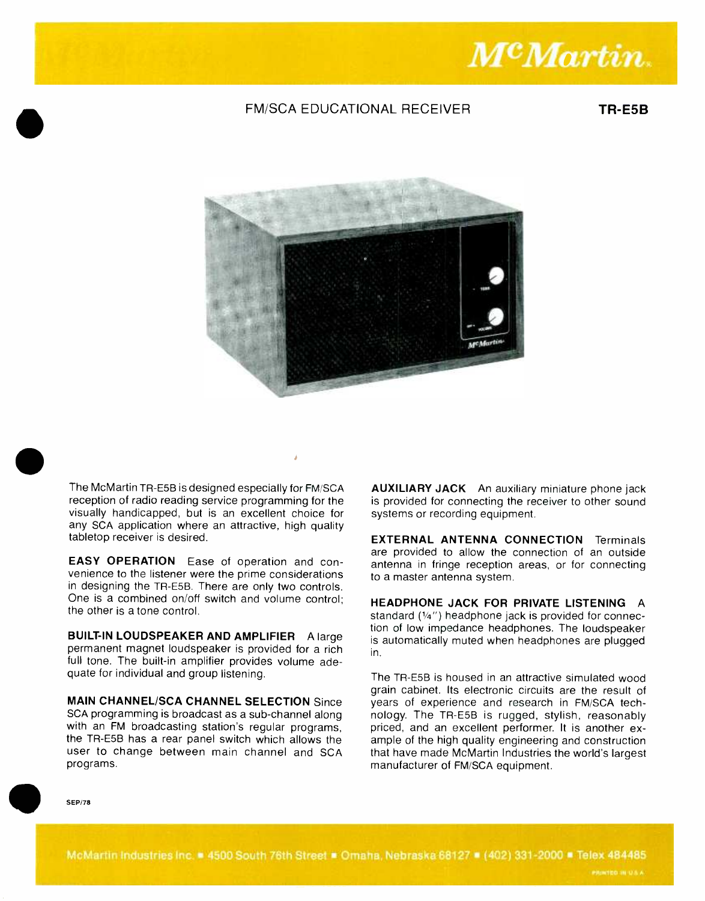# McMartin

FM/SCA EDUCATIONAL RECEIVER **TR-E5B**

The McMartin TR-E5B is designed especially for FM/SCA reception of radio reading service programming for the visually handicapped, but is an excellent choice for any SCA application where an attractive, high quality tabletop receiver is desired.

**EASY OPERATION** Ease of operation and convenience to the listener were the prime considerations in designing the TR-E5B. There are only two controls. One is a combined on/off switch and volume control; the other is a tone control.

**BUILT-IN LOUDSPEAKER AND AMPLIFIER** A large permanent magnet loudspeaker is provided for a rich full tone. The built-in amplifier provides volume adequate for individual and group listening.

**MAIN CHANNEL/SCA CHANNEL SELECTION** Since SCA programming is broadcast as a sub-channel along with an FM broadcasting station's regular programs, the TR-E5B has a rear panel switch which allows the user to change between main channel and SCA programs.

**AUXILIARY JACK** An auxiliary miniature phone jack is provided for connecting the receiver to other sound systems or recording equipment.

**EXTERNAL ANTENNA CONNECTION** Terminals are provided to allow the connection of an outside antenna in fringe reception areas, or for connecting to a master antenna system.

**HEADPHONE JACK FOR PRIVATE LISTENING** A standard (¼") headphone jack is provided for connection of low impedance headphones. The loudspeaker is automatically muted when headphones are plugged in.

The TR-E5B is housed in an attractive simulated wood grain cabinet. Its electronic circuits are the result of years of experience and research in FM/SCA technology. The TR-E5B is rugged, stylish, reasonably priced, and an excellent performer. It is another example of the high quality engineering and construction that have made McMartin Industries the world's largest manufacturer of FM/SCA equipment.

SEP/78

McMartin Industries Inc. ▪ 4500 South 76th Street ▪ Omaha, Nebraska 68127 ▪ (402) 331-2000 ▪ Telex 484485

PRINTED IN U.S.A.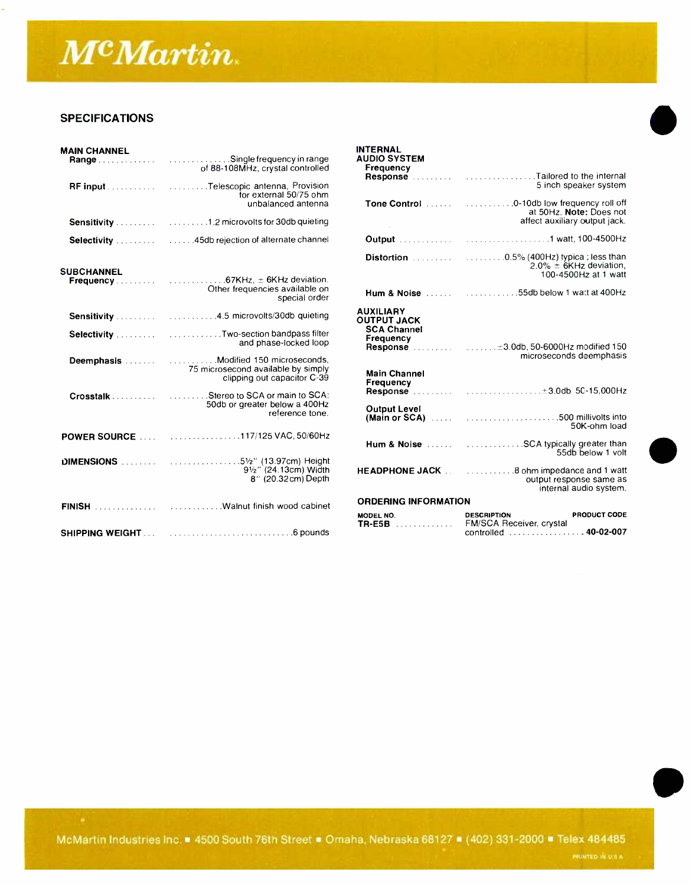# McMartin.

## SPECIFICATIONS

**MAIN CHANNEL**

| | |
|---|---|
| **Range** | Single frequency in range of 88-108MHz, crystal controlled |
| **RF input** | Telescopic antenna, Provision for external 50/75 ohm unbalanced antenna |
| **Sensitivity** | 1.2 microvolts for 30db quieting |
| **Selectivity** | 45db rejection of alternate channel |

**SUBCHANNEL**

| | |
|---|---|
| **Frequency** | 67KHz, ± 6KHz deviation. Other frequencies available on special order |
| **Sensitivity** | 4.5 microvolts/30db quieting |
| **Selectivity** | Two-section bandpass filter and phase-locked loop |
| **Deemphasis** | Modified 150 microseconds, 75 microsecond available by simply clipping out capacitor C-39 |
| **Crosstalk** | Stereo to SCA or main to SCA: 50db or greater below a 400Hz reference tone. |

| | |
|---|---|
| **POWER SOURCE** | 117/125 VAC, 50/60Hz |
| **DIMENSIONS** | 5½" (13.97cm) Height 9½" (24.13cm) Width 8" (20.32cm) Depth |
| **FINISH** | Walnut finish wood cabinet |
| **SHIPPING WEIGHT** | 6 pounds |

**INTERNAL AUDIO SYSTEM**

| | |
|---|---|
| **Frequency Response** | Tailored to the internal 5 inch speaker system |
| **Tone Control** | 0-10db low frequency roll off at 50Hz. **Note:** Does not affect auxiliary output jack. |
| **Output** | 1 watt, 100-4500Hz |
| **Distortion** | 0.5% (400Hz) typical; less than 2.0% ± 6KHz deviation, 100-4500Hz at 1 watt |
| **Hum & Noise** | 55db below 1 watt at 400Hz |

**AUXILIARY OUTPUT JACK**

| | |
|---|---|
| **SCA Channel Frequency Response** | ±3.0db, 50-6000Hz modified 150 microseconds deemphasis |
| **Main Channel Frequency Response** | ±3.0db 50-15,000Hz |
| **Output Level (Main or SCA)** | 500 millivolts into 50K-ohm load |
| **Hum & Noise** | SCA typically greater than 55db below 1 volt |

| | |
|---|---|
| **HEADPHONE JACK** | 8 ohm impedance and 1 watt output response same as internal audio system. |

**ORDERING INFORMATION**

| MODEL NO. | DESCRIPTION | PRODUCT CODE |
|---|---|---|
| **TR-E5B** | FM/SCA Receiver, crystal controlled | **40-02-007** |

McMartin Industries Inc. ■ 4500 South 76th Street ■ Omaha, Nebraska 68127 ■ (402) 331-2000 ■ Telex 484485

PRINTED IN U.S.A.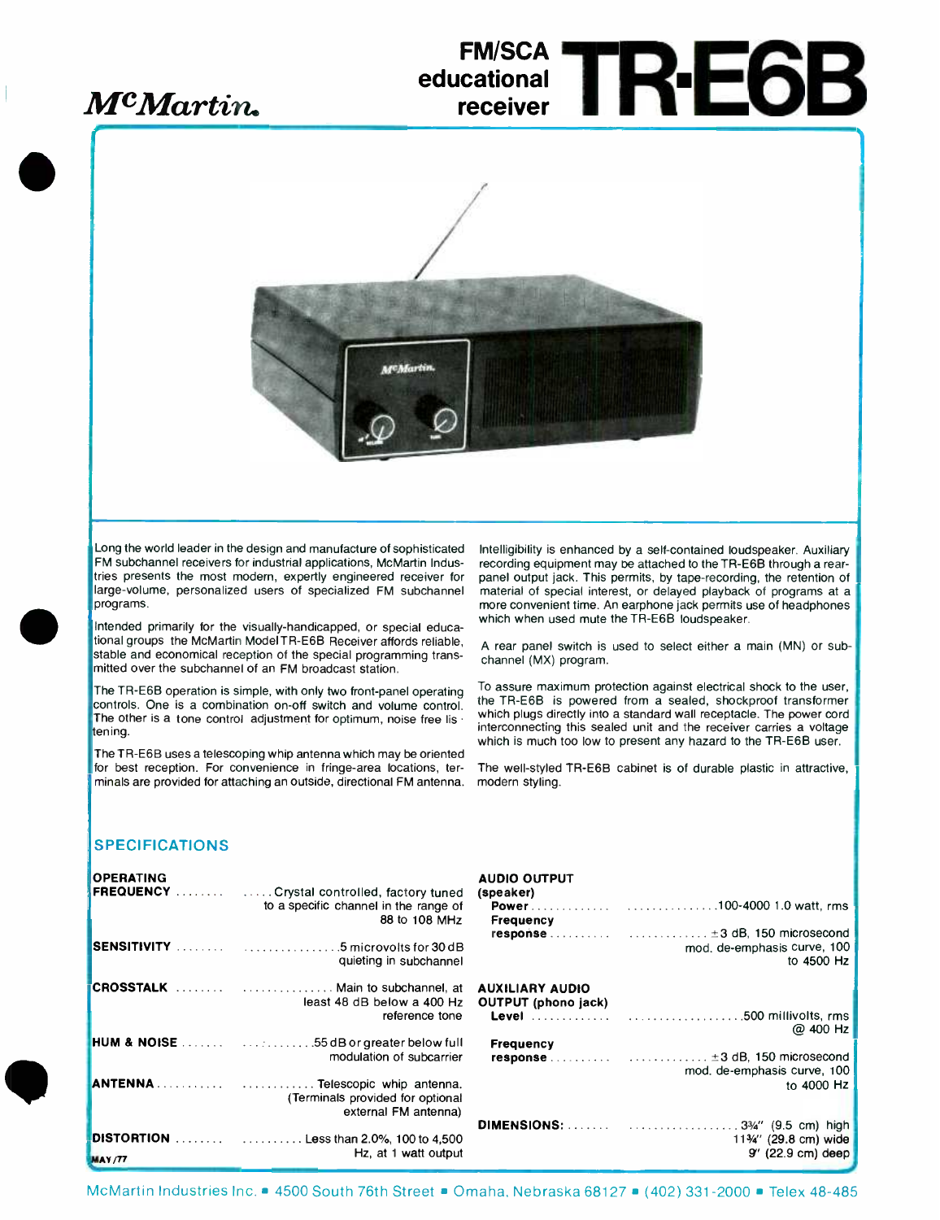McMartin.

# FM/SCA educational receiver TR-E6B

Long the world leader in the design and manufacture of sophisticated FM subchannel receivers for industrial applications, McMartin Industries presents the most modern, expertly engineered receiver for large-volume, personalized users of specialized FM subchannel programs.

Intended primarily for the visually-handicapped, or special educational groups the McMartin Model TR-E6B Receiver affords reliable, stable and economical reception of the special programming transmitted over the subchannel of an FM broadcast station.

The TR-E6B operation is simple, with only two front-panel operating controls. One is a combination on-off switch and volume control. The other is a tone control adjustment for optimum, noise free listening.

The TR-E6B uses a telescoping whip antenna which may be oriented for best reception. For convenience in fringe-area locations, terminals are provided for attaching an outside, directional FM antenna.

Intelligibility is enhanced by a self-contained loudspeaker. Auxiliary recording equipment may be attached to the TR-E6B through a rear-panel output jack. This permits, by tape-recording, the retention of material of special interest, or delayed playback of programs at a more convenient time. An earphone jack permits use of headphones which when used mute the TR-E6B loudspeaker.

A rear panel switch is used to select either a main (MN) or subchannel (MX) program.

To assure maximum protection against electrical shock to the user, the TR-E6B is powered from a sealed, shockproof transformer which plugs directly into a standard wall receptacle. The power cord interconnecting this sealed unit and the receiver carries a voltage which is much too low to present any hazard to the TR-E6B user.

The well-styled TR-E6B cabinet is of durable plastic in attractive, modern styling.

## SPECIFICATIONS

**OPERATING FREQUENCY** ........ Crystal controlled, factory tuned to a specific channel in the range of 88 to 108 MHz

**SENSITIVITY** ........ 5 microvolts for 30 dB quieting in subchannel

**CROSSTALK** ........ Main to subchannel, at least 48 dB below a 400 Hz reference tone

**HUM & NOISE** ........ 55 dB or greater below full modulation of subcarrier

**ANTENNA** ........ Telescopic whip antenna. (Terminals provided for optional external FM antenna)

**DISTORTION** ........ Less than 2.0%, 100 to 4,500 Hz, at 1 watt output

**AUDIO OUTPUT (speaker)**
- **Power** ........ 100-4000 1.0 watt, rms
- **Frequency response** ........ ±3 dB, 150 microsecond mod. de-emphasis curve, 100 to 4500 Hz

**AUXILIARY AUDIO OUTPUT (phono jack)**
- **Level** ........ 500 millivolts, rms @ 400 Hz
- **Frequency response** ........ ±3 dB, 150 microsecond mod. de-emphasis curve, 100 to 4000 Hz

**DIMENSIONS:** ........ 3¾" (9.5 cm) high, 11¾" (29.8 cm) wide, 9" (22.9 cm) deep

MAY/77

McMartin Industries Inc. ■ 4500 South 76th Street ■ Omaha, Nebraska 68127 ■ (402) 331-2000 ■ Telex 48-485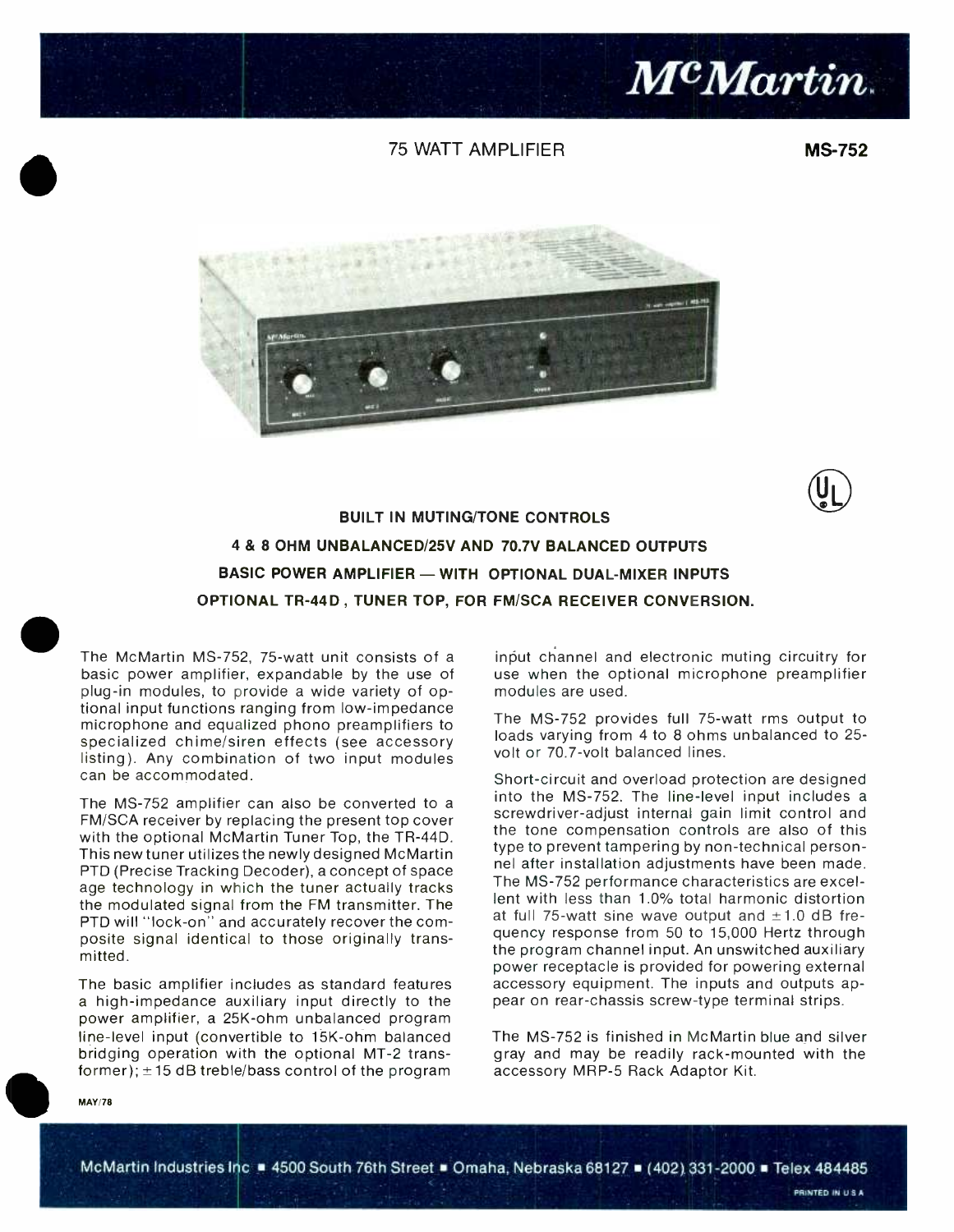McMartin

# 75 WATT AMPLIFIER

**MS-752**

**BUILT IN MUTING/TONE CONTROLS**

**4 & 8 OHM UNBALANCED/25V AND 70.7V BALANCED OUTPUTS**

**BASIC POWER AMPLIFIER — WITH OPTIONAL DUAL-MIXER INPUTS**

**OPTIONAL TR-44D, TUNER TOP, FOR FM/SCA RECEIVER CONVERSION.**

The McMartin MS-752, 75-watt unit consists of a basic power amplifier, expandable by the use of plug-in modules, to provide a wide variety of optional input functions ranging from low-impedance microphone and equalized phono preamplifiers to specialized chime/siren effects (see accessory listing). Any combination of two input modules can be accommodated.

The MS-752 amplifier can also be converted to a FM/SCA receiver by replacing the present top cover with the optional McMartin Tuner Top, the TR-44D. This new tuner utilizes the newly designed McMartin PTD (Precise Tracking Decoder), a concept of space age technology in which the tuner actually tracks the modulated signal from the FM transmitter. The PTD will "lock-on" and accurately recover the composite signal identical to those originally transmitted.

The basic amplifier includes as standard features a high-impedance auxiliary input directly to the power amplifier, a 25K-ohm unbalanced program line-level input (convertible to 15K-ohm balanced bridging operation with the optional MT-2 transformer); ±15 dB treble/bass control of the program input channel and electronic muting circuitry for use when the optional microphone preamplifier modules are used.

The MS-752 provides full 75-watt rms output to loads varying from 4 to 8 ohms unbalanced to 25-volt or 70.7-volt balanced lines.

Short-circuit and overload protection are designed into the MS-752. The line-level input includes a screwdriver-adjust internal gain limit control and the tone compensation controls are also of this type to prevent tampering by non-technical personnel after installation adjustments have been made. The MS-752 performance characteristics are excellent with less than 1.0% total harmonic distortion at full 75-watt sine wave output and ±1.0 dB frequency response from 50 to 15,000 Hertz through the program channel input. An unswitched auxiliary power receptacle is provided for powering external accessory equipment. The inputs and outputs appear on rear-chassis screw-type terminal strips.

The MS-752 is finished in McMartin blue and silver gray and may be readily rack-mounted with the accessory MRP-5 Rack Adaptor Kit.

MAY/78

McMartin Industries Inc ■ 4500 South 76th Street ■ Omaha, Nebraska 68127 ■ (402) 331-2000 ■ Telex 484485

PRINTED IN U.S.A.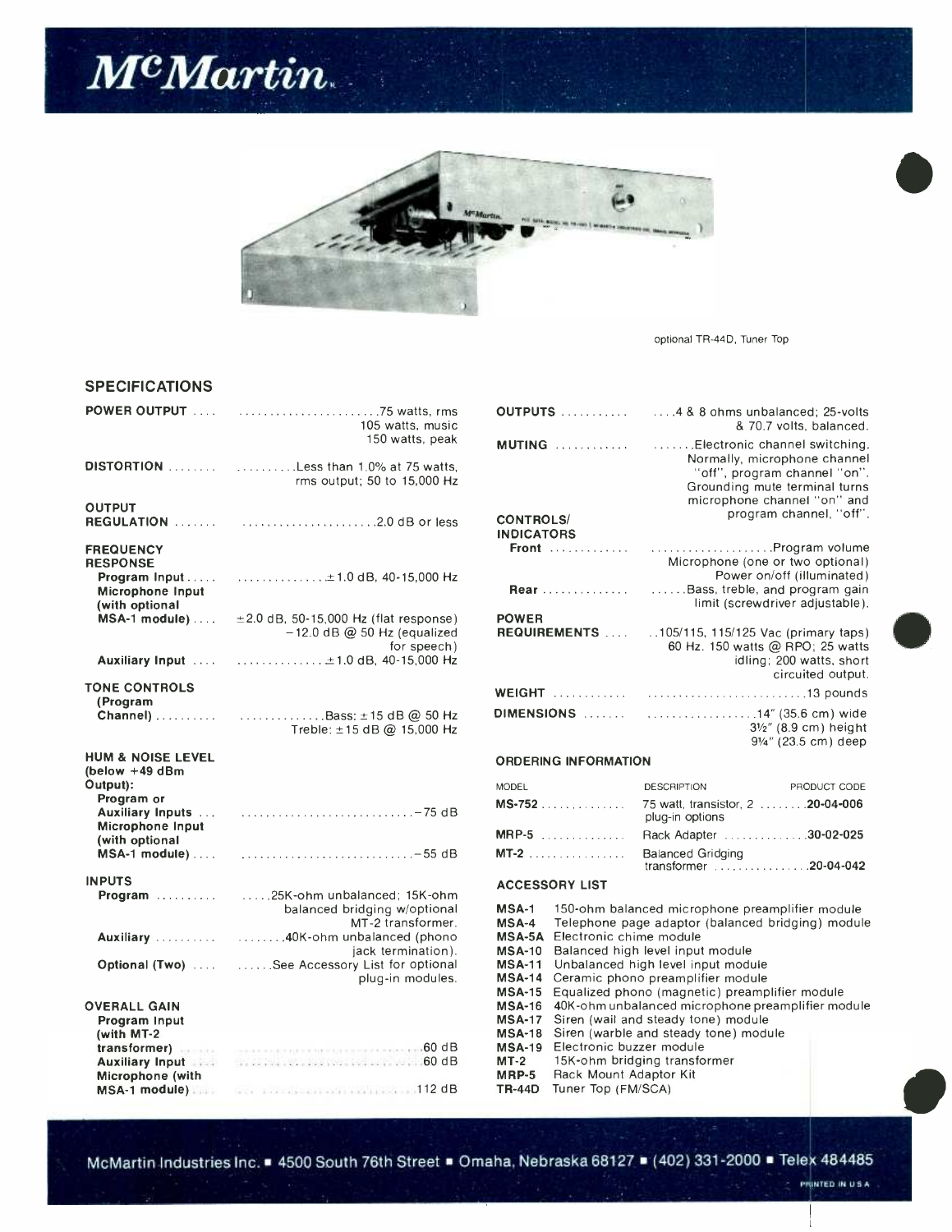# McMartin

optional TR-44D, Tuner Top

## SPECIFICATIONS

**POWER OUTPUT** .... 75 watts, rms; 105 watts, music; 150 watts, peak

**DISTORTION** .... Less than 1.0% at 75 watts, rms output; 50 to 15,000 Hz

**OUTPUT REGULATION** .... 2.0 dB or less

**FREQUENCY RESPONSE**
- **Program Input** .... ±1.0 dB, 40-15,000 Hz
- **Microphone Input (with optional MSA-1 module)** .... ±2.0 dB, 50-15,000 Hz (flat response); −12.0 dB @ 50 Hz (equalized for speech)
- **Auxiliary Input** .... ±1.0 dB, 40-15,000 Hz

**TONE CONTROLS (Program Channel)** .... Bass: ±15 dB @ 50 Hz; Treble: ±15 dB @ 15,000 Hz

**HUM & NOISE LEVEL (below +49 dBm Output):**
- **Program or Auxiliary Inputs** .... −75 dB
- **Microphone Input (with optional MSA-1 module)** .... −55 dB

**INPUTS**
- **Program** .... 25K-ohm unbalanced; 15K-ohm balanced bridging w/optional MT-2 transformer.
- **Auxiliary** .... 40K-ohm unbalanced (phono jack termination).
- **Optional (Two)** .... See Accessory List for optional plug-in modules.

**OVERALL GAIN**
- **Program Input (with MT-2 transformer)** .... 60 dB
- **Auxiliary Input** .... 60 dB
- **Microphone (with MSA-1 module)** .... 112 dB

**OUTPUTS** .... 4 & 8 ohms unbalanced; 25-volts & 70.7 volts, balanced.

**MUTING** .... Electronic channel switching. Normally, microphone channel "off", program channel "on". Grounding mute terminal turns microphone channel "on" and program channel, "off".

**CONTROLS/ INDICATORS**
- **Front** .... Program volume; Microphone (one or two optional); Power on/off (illuminated)
- **Rear** .... Bass, treble, and program gain limit (screwdriver adjustable).

**POWER REQUIREMENTS** .... 105/115, 115/125 Vac (primary taps) 60 Hz. 150 watts @ RPO; 25 watts idling; 200 watts, short circuited output.

**WEIGHT** .... 13 pounds

**DIMENSIONS** .... 14" (35.6 cm) wide; 3½" (8.9 cm) height; 9¼" (23.5 cm) deep

### ORDERING INFORMATION

| MODEL | DESCRIPTION | PRODUCT CODE |
|---|---|---|
| **MS-752** | 75 watt, transistor, 2 plug-in options | **20-04-006** |
| **MRP-5** | Rack Adapter | **30-02-025** |
| **MT-2** | Balanced Gridging transformer | **20-04-042** |

### ACCESSORY LIST

- **MSA-1** 150-ohm balanced microphone preamplifier module
- **MSA-4** Telephone page adaptor (balanced bridging) module
- **MSA-5A** Electronic chime module
- **MSA-10** Balanced high level input module
- **MSA-11** Unbalanced high level input module
- **MSA-14** Ceramic phono preamplifier module
- **MSA-15** Equalized phono (magnetic) preamplifier module
- **MSA-16** 40K-ohm unbalanced microphone preamplifier module
- **MSA-17** Siren (wail and steady tone) module
- **MSA-18** Siren (warble and steady tone) module
- **MSA-19** Electronic buzzer module
- **MT-2** 15K-ohm bridging transformer
- **MRP-5** Rack Mount Adaptor Kit
- **TR-44D** Tuner Top (FM/SCA)

McMartin Industries Inc. ■ 4500 South 76th Street ■ Omaha, Nebraska 68127 ■ (402) 331-2000 ■ Telex 484485

PRINTED IN U.S.A.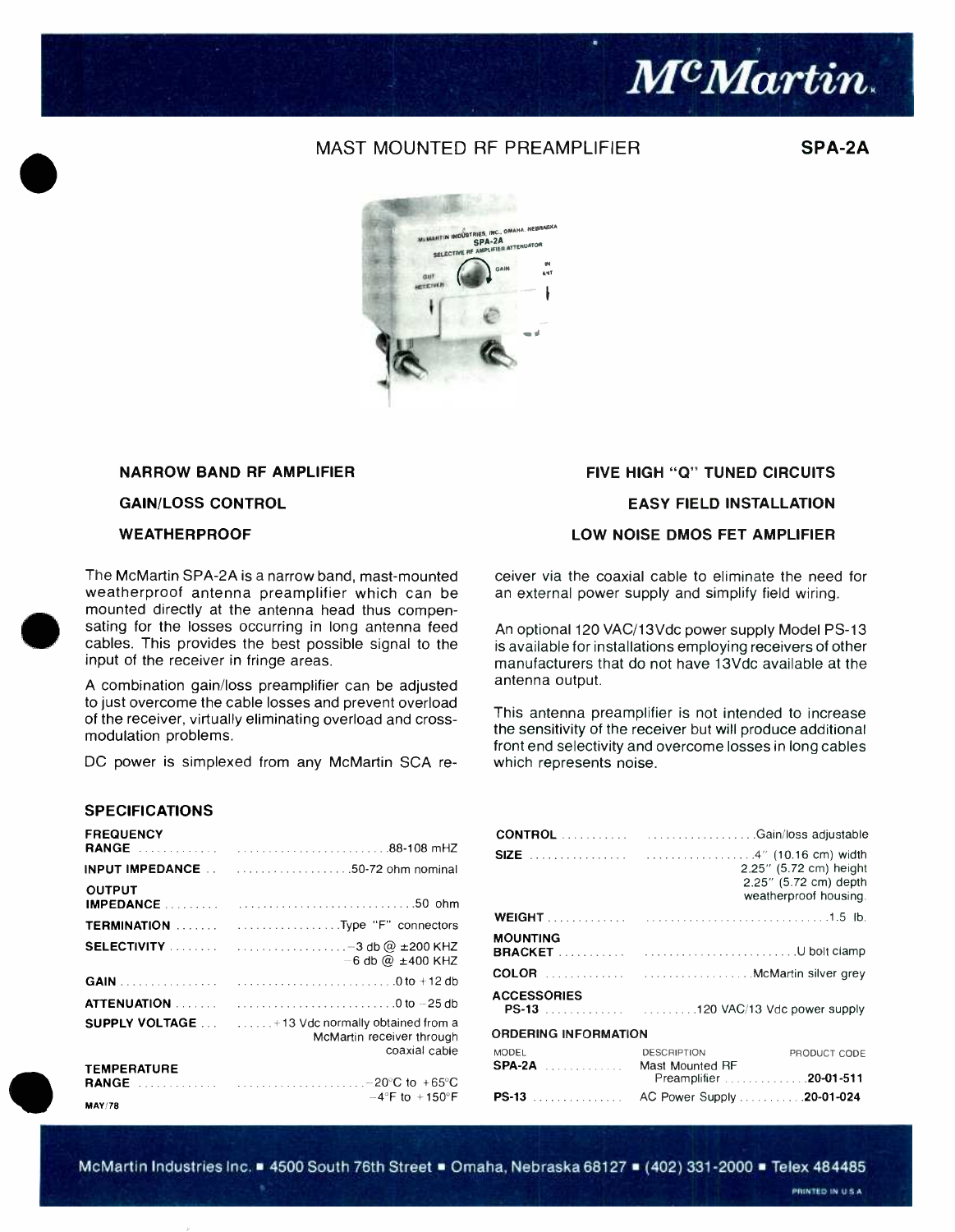# McMartin

## MAST MOUNTED RF PREAMPLIFIER — SPA-2A

**NARROW BAND RF AMPLIFIER**

**GAIN/LOSS CONTROL**

**WEATHERPROOF**

**FIVE HIGH "Q" TUNED CIRCUITS**

**EASY FIELD INSTALLATION**

**LOW NOISE DMOS FET AMPLIFIER**

The McMartin SPA-2A is a narrow band, mast-mounted weatherproof antenna preamplifier which can be mounted directly at the antenna head thus compensating for the losses occurring in long antenna feed cables. This provides the best possible signal to the input of the receiver in fringe areas.

A combination gain/loss preamplifier can be adjusted to just overcome the cable losses and prevent overload of the receiver, virtually eliminating overload and cross-modulation problems.

DC power is simplexed from any McMartin SCA receiver via the coaxial cable to eliminate the need for an external power supply and simplify field wiring.

An optional 120 VAC/13Vdc power supply Model PS-13 is available for installations employing receivers of other manufacturers that do not have 13Vdc available at the antenna output.

This antenna preamplifier is not intended to increase the sensitivity of the receiver but will produce additional front end selectivity and overcome losses in long cables which represents noise.

### SPECIFICATIONS

| | |
|---|---|
| **FREQUENCY RANGE** | 88-108 mHZ |
| **INPUT IMPEDANCE** | 50-72 ohm nominal |
| **OUTPUT IMPEDANCE** | 50 ohm |
| **TERMINATION** | Type "F" connectors |
| **SELECTIVITY** | −3 db @ ±200 KHZ<br>−6 db @ ±400 KHZ |
| **GAIN** | 0 to +12 db |
| **ATTENUATION** | 0 to −25 db |
| **SUPPLY VOLTAGE** | +13 Vdc normally obtained from a McMartin receiver through coaxial cable |
| **TEMPERATURE RANGE** | −20°C to +65°C<br>−4°F to +150°F |
| **CONTROL** | Gain/loss adjustable |
| **SIZE** | 4" (10.16 cm) width<br>2.25" (5.72 cm) height<br>2.25" (5.72 cm) depth<br>weatherproof housing. |
| **WEIGHT** | 1.5 lb. |
| **MOUNTING BRACKET** | U bolt clamp |
| **COLOR** | McMartin silver grey |
| **ACCESSORIES**<br>**PS-13** | 120 VAC/13 Vdc power supply |

### ORDERING INFORMATION

| MODEL | DESCRIPTION | PRODUCT CODE |
|---|---|---|
| **SPA-2A** | Mast Mounted RF Preamplifier | **20-01-511** |
| **PS-13** | AC Power Supply | **20-01-024** |

MAY/78

McMartin Industries Inc. ■ 4500 South 76th Street ■ Omaha, Nebraska 68127 ■ (402) 331-2000 ■ Telex 484485

PRINTED IN U.S.A.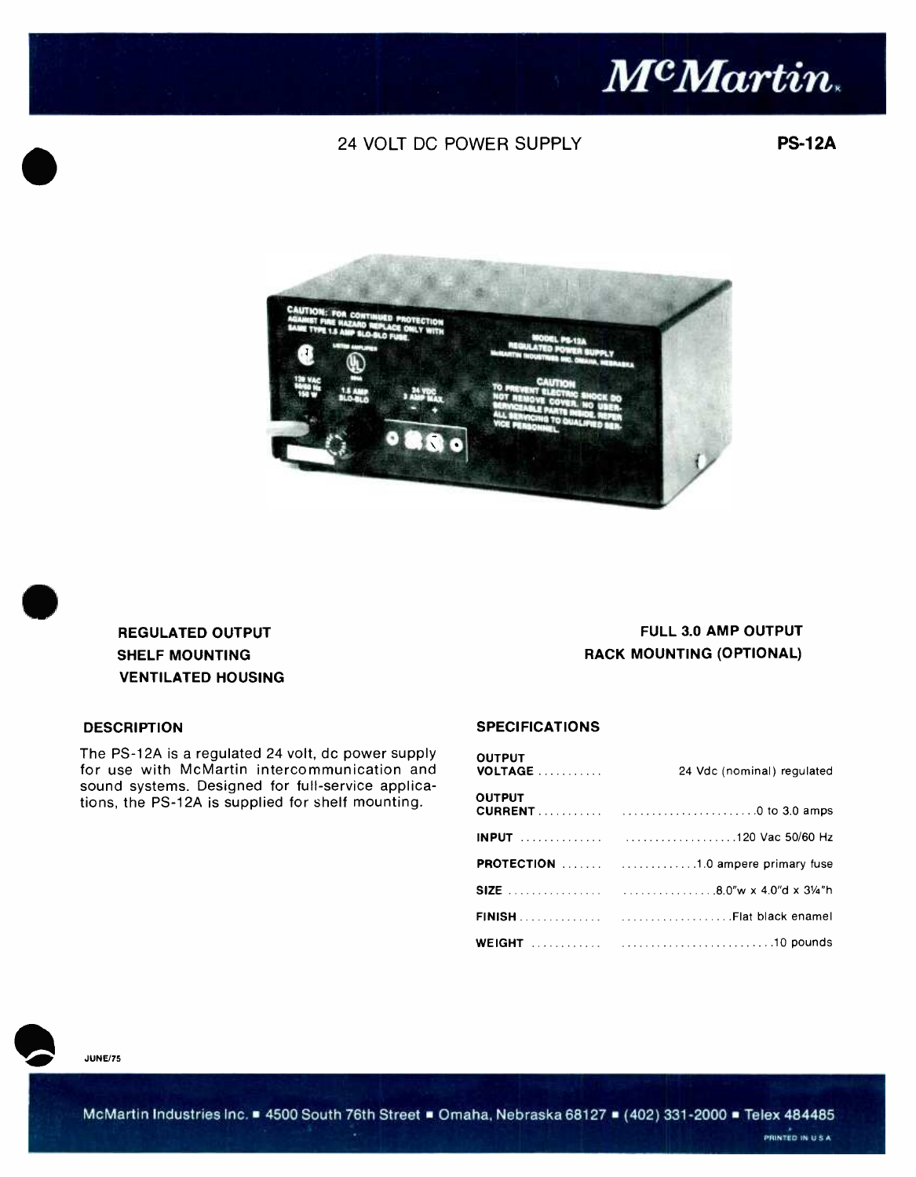# McMartin

## 24 VOLT DC POWER SUPPLY — PS-12A

**REGULATED OUTPUT**
**SHELF MOUNTING**
**VENTILATED HOUSING**

**FULL 3.0 AMP OUTPUT**
**RACK MOUNTING (OPTIONAL)**

### DESCRIPTION

The PS-12A is a regulated 24 volt, dc power supply for use with McMartin intercommunication and sound systems. Designed for full-service applications, the PS-12A is supplied for shelf mounting.

### SPECIFICATIONS

| | |
|---|---|
| **OUTPUT VOLTAGE** | 24 Vdc (nominal) regulated |
| **OUTPUT CURRENT** | 0 to 3.0 amps |
| **INPUT** | 120 Vac 50/60 Hz |
| **PROTECTION** | 1.0 ampere primary fuse |
| **SIZE** | 8.0"w x 4.0"d x 3¼"h |
| **FINISH** | Flat black enamel |
| **WEIGHT** | 10 pounds |

JUNE/75

McMartin Industries Inc. ■ 4500 South 76th Street ■ Omaha, Nebraska 68127 ■ (402) 331-2000 ■ Telex 484485

PRINTED IN U.S.A.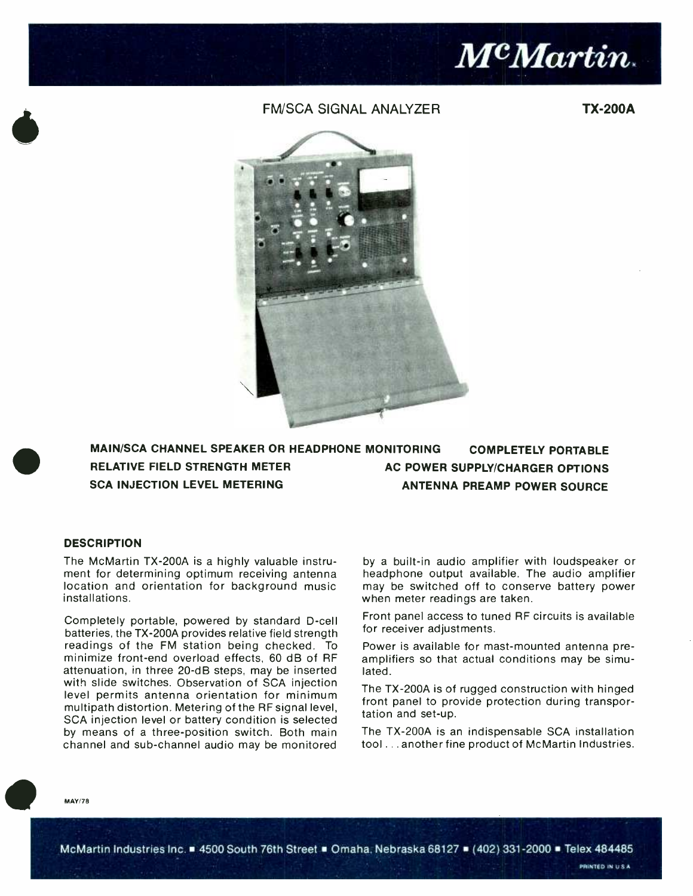# McMartin

## FM/SCA SIGNAL ANALYZER **TX-200A**

**MAIN/SCA CHANNEL SPEAKER OR HEADPHONE MONITORING**
**RELATIVE FIELD STRENGTH METER**
**SCA INJECTION LEVEL METERING**
**COMPLETELY PORTABLE**
**AC POWER SUPPLY/CHARGER OPTIONS**
**ANTENNA PREAMP POWER SOURCE**

### DESCRIPTION

The McMartin TX-200A is a highly valuable instrument for determining optimum receiving antenna location and orientation for background music installations.

Completely portable, powered by standard D-cell batteries, the TX-200A provides relative field strength readings of the FM station being checked. To minimize front-end overload effects, 60 dB of RF attenuation, in three 20-dB steps, may be inserted with slide switches. Observation of SCA injection level permits antenna orientation for minimum multipath distortion. Metering of the RF signal level, SCA injection level or battery condition is selected by means of a three-position switch. Both main channel and sub-channel audio may be monitored by a built-in audio amplifier with loudspeaker or headphone output available. The audio amplifier may be switched off to conserve battery power when meter readings are taken.

Front panel access to tuned RF circuits is available for receiver adjustments.

Power is available for mast-mounted antenna preamplifiers so that actual conditions may be simulated.

The TX-200A is of rugged construction with hinged front panel to provide protection during transportation and set-up.

The TX-200A is an indispensable SCA installation tool . . . another fine product of McMartin Industries.

MAY/78

McMartin Industries Inc. ■ 4500 South 76th Street ■ Omaha, Nebraska 68127 ■ (402) 331-2000 ■ Telex 484485

PRINTED IN U.S.A.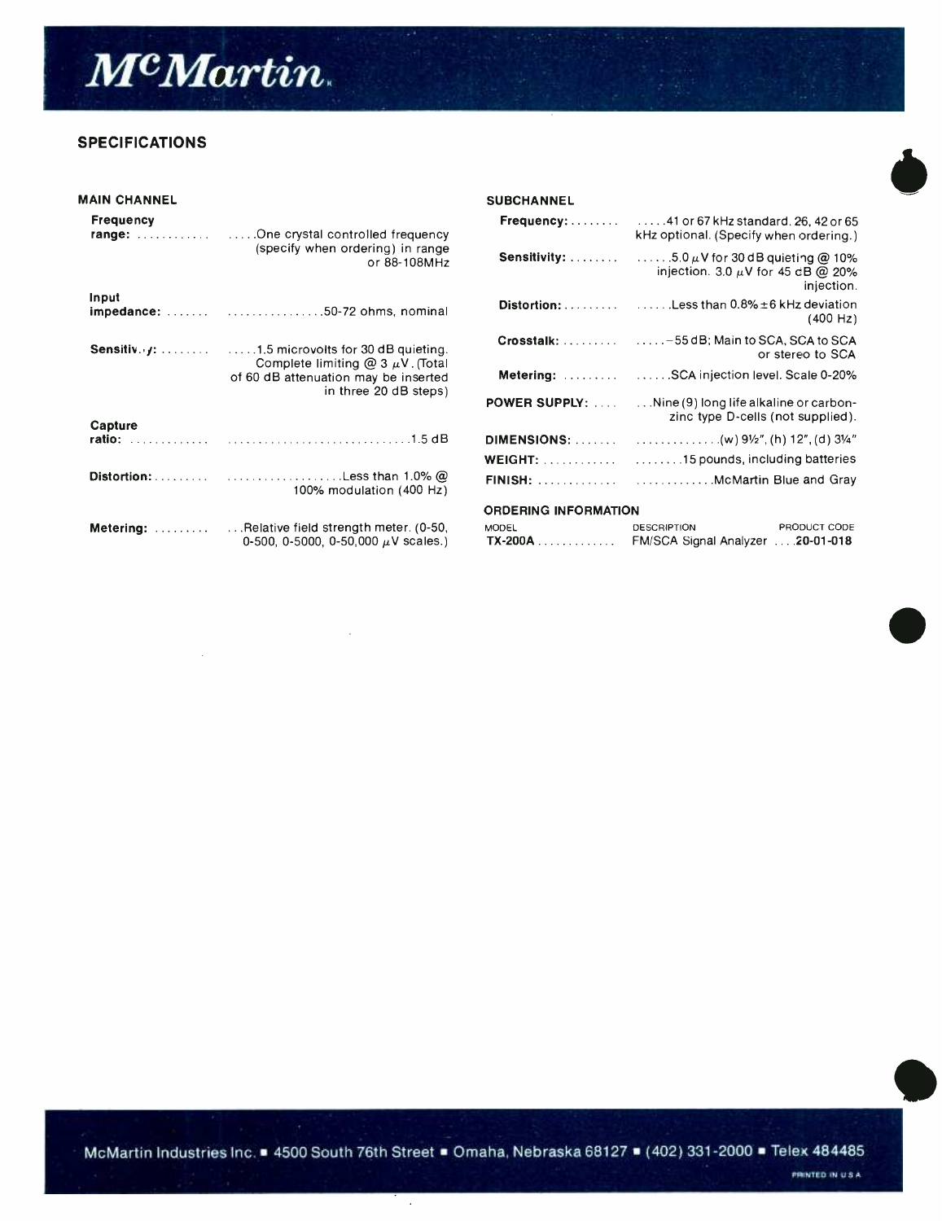# McMartin

## SPECIFICATIONS

### MAIN CHANNEL

**Frequency range:** One crystal controlled frequency (specify when ordering) in range or 88-108MHz

**Input impedance:** 50-72 ohms, nominal

**Sensitivity:** 1.5 microvolts for 30 dB quieting. Complete limiting @ 3 $\mu$V. (Total of 60 dB attenuation may be inserted in three 20 dB steps)

**Capture ratio:** 1.5 dB

**Distortion:** Less than 1.0% @ 100% modulation (400 Hz)

**Metering:** Relative field strength meter. (0-50, 0-500, 0-5000, 0-50,000 $\mu$V scales.)

### SUBCHANNEL

**Frequency:** 41 or 67 kHz standard. 26, 42 or 65 kHz optional. (Specify when ordering.)

**Sensitivity:** 5.0 $\mu$V for 30 dB quieting @ 10% injection. 3.0 $\mu$V for 45 dB @ 20% injection.

**Distortion:** Less than 0.8% $\pm$6 kHz deviation (400 Hz)

**Crosstalk:** −55 dB; Main to SCA, SCA to SCA or stereo to SCA

**Metering:** SCA injection level. Scale 0-20%

**POWER SUPPLY:** Nine (9) long life alkaline or carbon-zinc type D-cells (not supplied).

**DIMENSIONS:** (w) 9½", (h) 12", (d) 3¼"

**WEIGHT:** 15 pounds, including batteries

**FINISH:** McMartin Blue and Gray

### ORDERING INFORMATION

| MODEL | DESCRIPTION | PRODUCT CODE |
|---|---|---|
| **TX-200A** | FM/SCA Signal Analyzer | **20-01-018** |

McMartin Industries Inc. ■ 4500 South 76th Street ■ Omaha, Nebraska 68127 ■ (402) 331-2000 ■ Telex 484485

PRINTED IN U.S.A.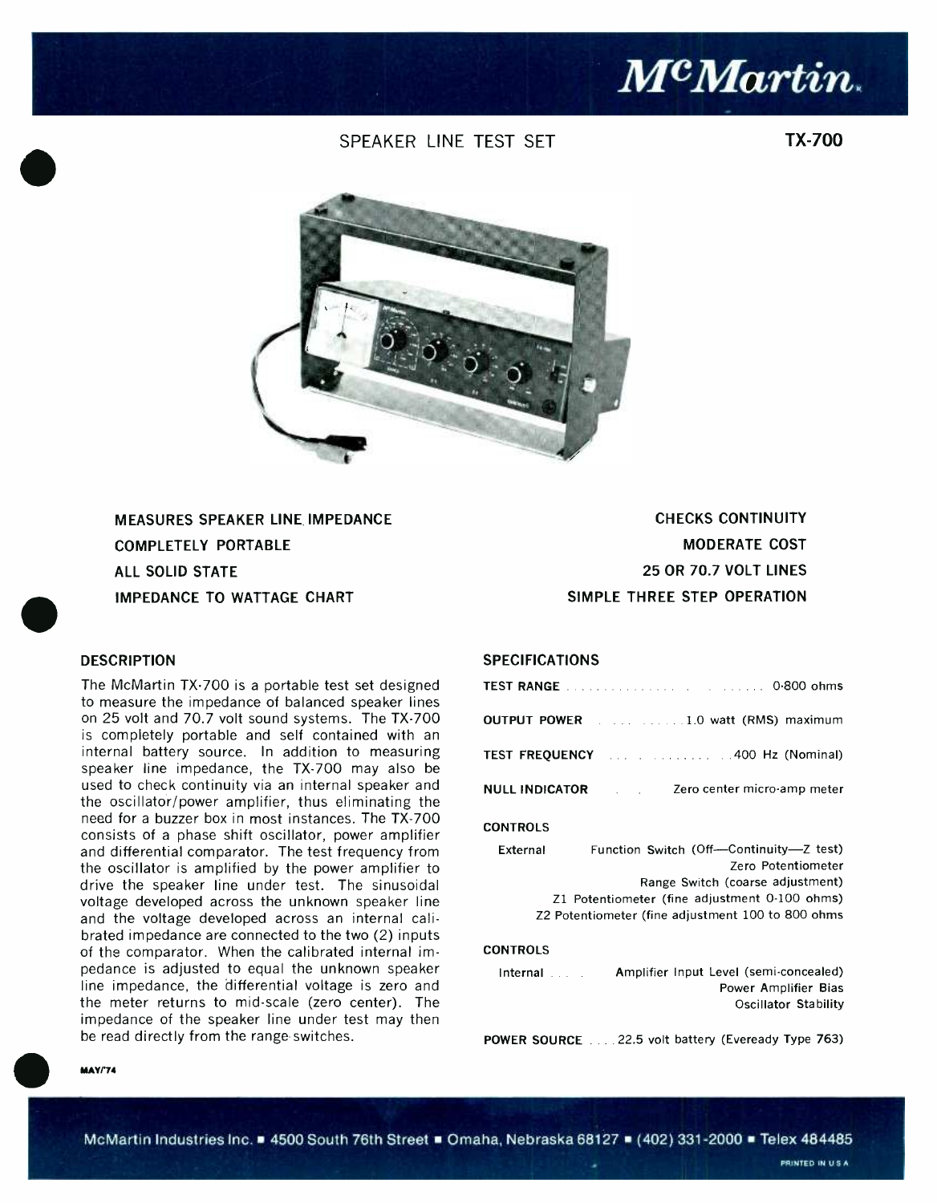# McMartin

## SPEAKER LINE TEST SET

**TX-700**

**MEASURES SPEAKER LINE IMPEDANCE**
**COMPLETELY PORTABLE**
**ALL SOLID STATE**
**IMPEDANCE TO WATTAGE CHART**

**CHECKS CONTINUITY**
**MODERATE COST**
**25 OR 70.7 VOLT LINES**
**SIMPLE THREE STEP OPERATION**

### DESCRIPTION

The McMartin TX-700 is a portable test set designed to measure the impedance of balanced speaker lines on 25 volt and 70.7 volt sound systems. The TX-700 is completely portable and self contained with an internal battery source. In addition to measuring speaker line impedance, the TX-700 may also be used to check continuity via an internal speaker and the oscillator/power amplifier, thus eliminating the need for a buzzer box in most instances. The TX-700 consists of a phase shift oscillator, power amplifier and differential comparator. The test frequency from the oscillator is amplified by the power amplifier to drive the speaker line under test. The sinusoidal voltage developed across the unknown speaker line and the voltage developed across an internal calibrated impedance are connected to the two (2) inputs of the comparator. When the calibrated internal impedance is adjusted to equal the unknown speaker line impedance, the differential voltage is zero and the meter returns to mid-scale (zero center). The impedance of the speaker line under test may then be read directly from the range switches.

### SPECIFICATIONS

**TEST RANGE** ........ 0-800 ohms

**OUTPUT POWER** ........ 1.0 watt (RMS) maximum

**TEST FREQUENCY** ........ 400 Hz (Nominal)

**NULL INDICATOR** ........ Zero center micro-amp meter

**CONTROLS**

External
- Function Switch (Off—Continuity—Z test)
- Zero Potentiometer
- Range Switch (coarse adjustment)
- Z1 Potentiometer (fine adjustment 0-100 ohms)
- Z2 Potentiometer (fine adjustment 100 to 800 ohms

**CONTROLS**

Internal ....
- Amplifier Input Level (semi-concealed)
- Power Amplifier Bias
- Oscillator Stability

**POWER SOURCE** .... 22.5 volt battery (Eveready Type 763)

MAY/'74

McMartin Industries Inc. ■ 4500 South 76th Street ■ Omaha, Nebraska 68127 ■ (402) 331-2000 ■ Telex 484485

PRINTED IN U.S.A.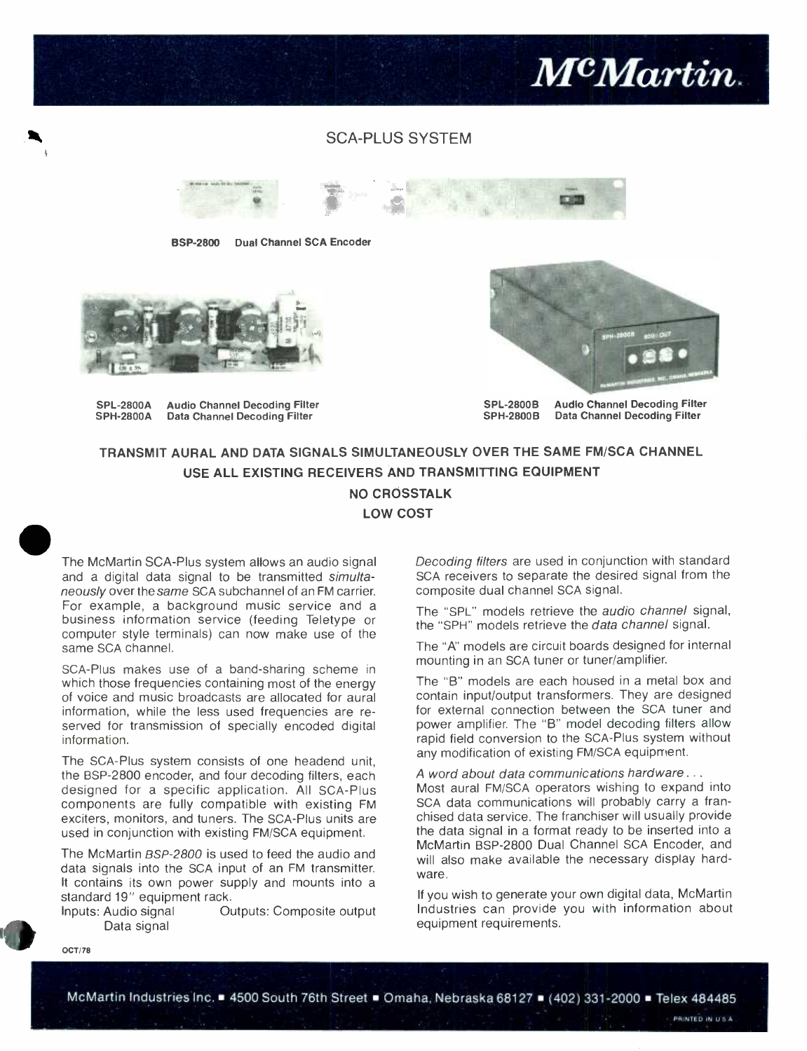# McMartin

## SCA-PLUS SYSTEM

**BSP-2800** **Dual Channel SCA Encoder**

**SPL-2800A** **Audio Channel Decoding Filter**
**SPH-2800A** **Data Channel Decoding Filter**

**SPL-2800B** **Audio Channel Decoding Filter**
**SPH-2800B** **Data Channel Decoding Filter**

**TRANSMIT AURAL AND DATA SIGNALS SIMULTANEOUSLY OVER THE SAME FM/SCA CHANNEL**
**USE ALL EXISTING RECEIVERS AND TRANSMITTING EQUIPMENT**
**NO CROSSTALK**
**LOW COST**

The McMartin SCA-Plus system allows an audio signal and a digital data signal to be transmitted *simultaneously* over the *same* SCA subchannel of an FM carrier. For example, a background music service and a business information service (feeding Teletype or computer style terminals) can now make use of the same SCA channel.

SCA-Plus makes use of a band-sharing scheme in which those frequencies containing most of the energy of voice and music broadcasts are allocated for aural information, while the less used frequencies are reserved for transmission of specially encoded digital information.

The SCA-Plus system consists of one headend unit, the BSP-2800 encoder, and four decoding filters, each designed for a specific application. All SCA-Plus components are fully compatible with existing FM exciters, monitors, and tuners. The SCA-Plus units are used in conjunction with existing FM/SCA equipment.

The McMartin *BSP-2800* is used to feed the audio and data signals into the SCA input of an FM transmitter. It contains its own power supply and mounts into a standard 19" equipment rack.

Inputs: Audio signal, Data signal
Outputs: Composite output

*Decoding filters* are used in conjunction with standard SCA receivers to separate the desired signal from the composite dual channel SCA signal.

The "SPL" models retrieve the *audio channel* signal, the "SPH" models retrieve the *data channel* signal.

The "A" models are circuit boards designed for internal mounting in an SCA tuner or tuner/amplifier.

The "B" models are each housed in a metal box and contain input/output transformers. They are designed for external connection between the SCA tuner and power amplifier. The "B" model decoding filters allow rapid field conversion to the SCA-Plus system without any modification of existing FM/SCA equipment.

*A word about data communications hardware . . .*
Most aural FM/SCA operators wishing to expand into SCA data communications will probably carry a franchised data service. The franchiser will usually provide the data signal in a format ready to be inserted into a McMartin BSP-2800 Dual Channel SCA Encoder, and will also make available the necessary display hardware.

If you wish to generate your own digital data, McMartin Industries can provide you with information about equipment requirements.

OCT/78

McMartin Industries Inc. ■ 4500 South 76th Street ■ Omaha, Nebraska 68127 ■ (402) 331-2000 ■ Telex 484485

PRINTED IN U.S.A.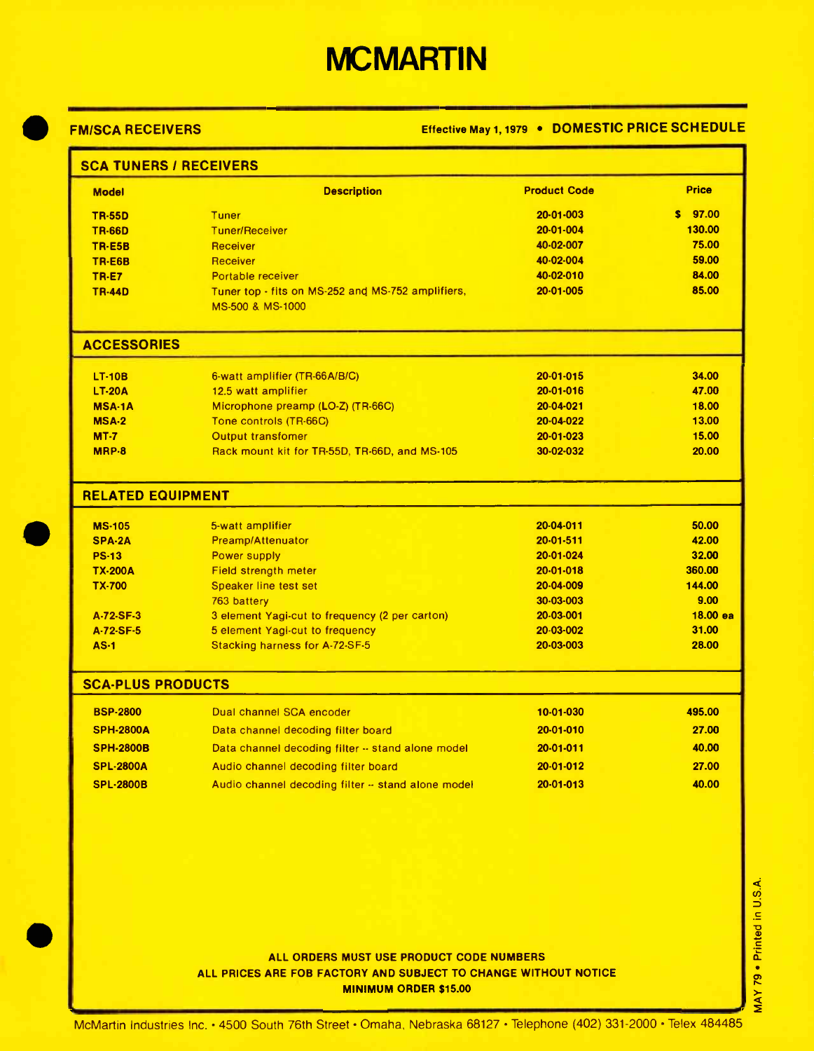# MCMARTIN

**FM/SCA RECEIVERS**

**Effective May 1, 1979 • DOMESTIC PRICE SCHEDULE**

## SCA TUNERS / RECEIVERS

| Model | Description | Product Code | Price |
|---|---|---|---|
| **TR-55D** | Tuner | 20-01-003 | $ 97.00 |
| **TR-66D** | Tuner/Receiver | 20-01-004 | 130.00 |
| **TR-E5B** | Receiver | 40-02-007 | 75.00 |
| **TR-E6B** | Receiver | 40-02-004 | 59.00 |
| **TR-E7** | Portable receiver | 40-02-010 | 84.00 |
| **TR-44D** | Tuner top - fits on MS-252 and MS-752 amplifiers, MS-500 & MS-1000 | 20-01-005 | 85.00 |

## ACCESSORIES

| Model | Description | Product Code | Price |
|---|---|---|---|
| **LT-10B** | 6-watt amplifier (TR-66A/B/C) | 20-01-015 | 34.00 |
| **LT-20A** | 12.5 watt amplifier | 20-01-016 | 47.00 |
| **MSA-1A** | Microphone preamp (LO-Z) (TR-66C) | 20-04-021 | 18.00 |
| **MSA-2** | Tone controls (TR-66C) | 20-04-022 | 13.00 |
| **MT-7** | Output transfomer | 20-01-023 | 15.00 |
| **MRP-8** | Rack mount kit for TR-55D, TR-66D, and MS-105 | 30-02-032 | 20.00 |

## RELATED EQUIPMENT

| Model | Description | Product Code | Price |
|---|---|---|---|
| **MS-105** | 5-watt amplifier | 20-04-011 | 50.00 |
| **SPA-2A** | Preamp/Attenuator | 20-01-511 | 42.00 |
| **PS-13** | Power supply | 20-01-024 | 32.00 |
| **TX-200A** | Field strength meter | 20-01-018 | 360.00 |
| **TX-700** | Speaker line test set | 20-04-009 | 144.00 |
| | 763 battery | 30-03-003 | 9.00 |
| **A-72-SF-3** | 3 element Yagi-cut to frequency (2 per carton) | 20-03-001 | 18.00 ea |
| **A-72-SF-5** | 5 element Yagi-cut to frequency | 20-03-002 | 31.00 |
| **AS-1** | Stacking harness for A-72-SF-5 | 20-03-003 | 28.00 |

## SCA-PLUS PRODUCTS

| Model | Description | Product Code | Price |
|---|---|---|---|
| **BSP-2800** | Dual channel SCA encoder | 10-01-030 | 495.00 |
| **SPH-2800A** | Data channel decoding filter board | 20-01-010 | 27.00 |
| **SPH-2800B** | Data channel decoding filter -- stand alone model | 20-01-011 | 40.00 |
| **SPL-2800A** | Audio channel decoding filter board | 20-01-012 | 27.00 |
| **SPL-2800B** | Audio channel decoding filter -- stand alone model | 20-01-013 | 40.00 |

**ALL ORDERS MUST USE PRODUCT CODE NUMBERS**
**ALL PRICES ARE FOB FACTORY AND SUBJECT TO CHANGE WITHOUT NOTICE**
**MINIMUM ORDER $15.00**

MAY 79 • Printed in U.S.A.

McMartin Industries Inc. • 4500 South 76th Street • Omaha, Nebraska 68127 • Telephone (402) 331-2000 • Telex 484485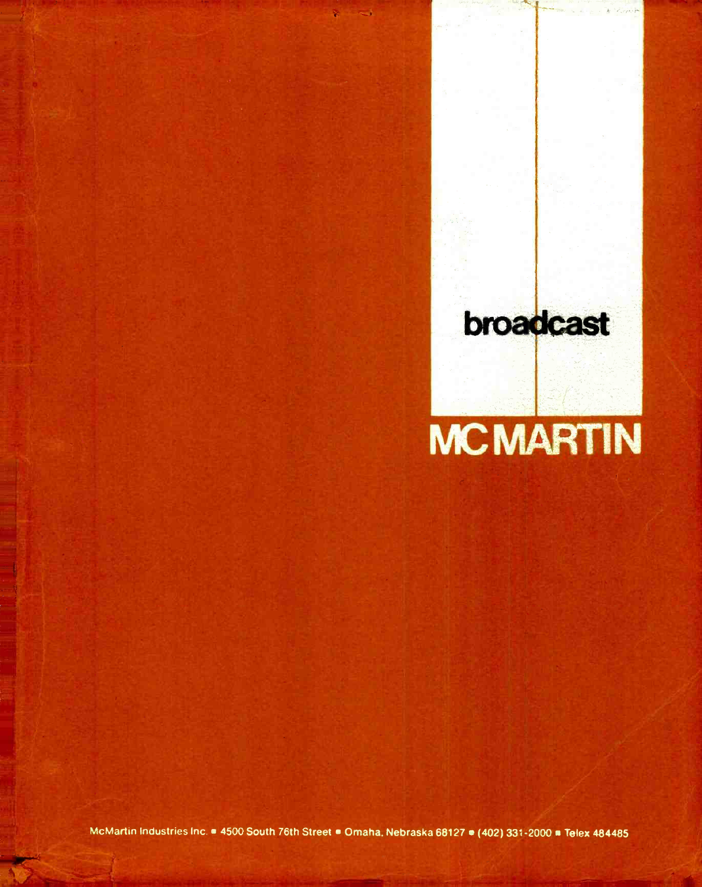broadcast

# MCMARTIN

McMartin Industries Inc. ■ 4500 South 76th Street ■ Omaha, Nebraska 68127 ■ (402) 331-2000 ■ Telex 484485